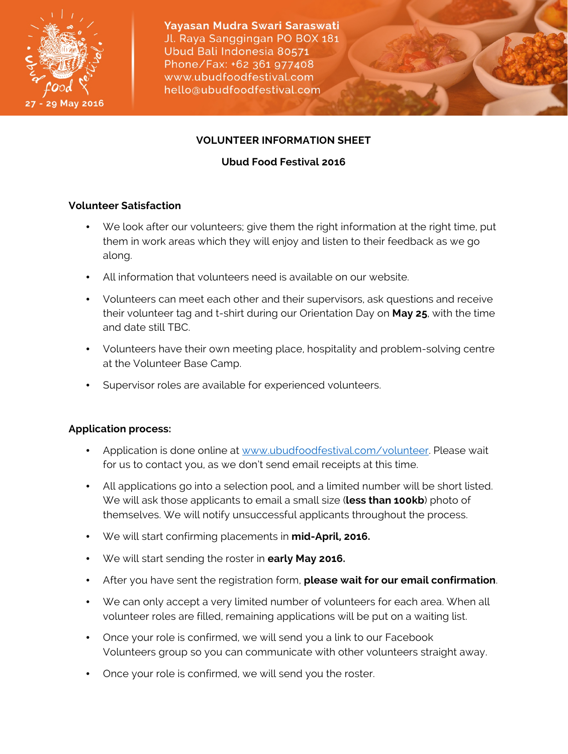Yayasan Mudra Swari Saraswati
Jl. Raya Sanggingan PO BOX 181
Ubud Bali Indonesia 80571
Phone/Fax: +62 361 977408
www.ubudfoodfestival.com
hello@ubudfoodfestival.com

Ubud Food Festival
27 - 29 May 2016

# VOLUNTEER INFORMATION SHEET

## Ubud Food Festival 2016

### Volunteer Satisfaction

- We look after our volunteers; give them the right information at the right time, put them in work areas which they will enjoy and listen to their feedback as we go along.
- All information that volunteers need is available on our website.
- Volunteers can meet each other and their supervisors, ask questions and receive their volunteer tag and t-shirt during our Orientation Day on **May 25**, with the time and date still TBC.
- Volunteers have their own meeting place, hospitality and problem-solving centre at the Volunteer Base Camp.
- Supervisor roles are available for experienced volunteers.

### Application process:

- Application is done online at [www.ubudfoodfestival.com/volunteer](www.ubudfoodfestival.com/volunteer). Please wait for us to contact you, as we don't send email receipts at this time.
- All applications go into a selection pool, and a limited number will be short listed. We will ask those applicants to email a small size (**less than 100kb**) photo of themselves. We will notify unsuccessful applicants throughout the process.
- We will start confirming placements in **mid-April, 2016.**
- We will start sending the roster in **early May 2016.**
- After you have sent the registration form, **please wait for our email confirmation**.
- We can only accept a very limited number of volunteers for each area. When all volunteer roles are filled, remaining applications will be put on a waiting list.
- Once your role is confirmed, we will send you a link to our Facebook Volunteers group so you can communicate with other volunteers straight away.
- Once your role is confirmed, we will send you the roster.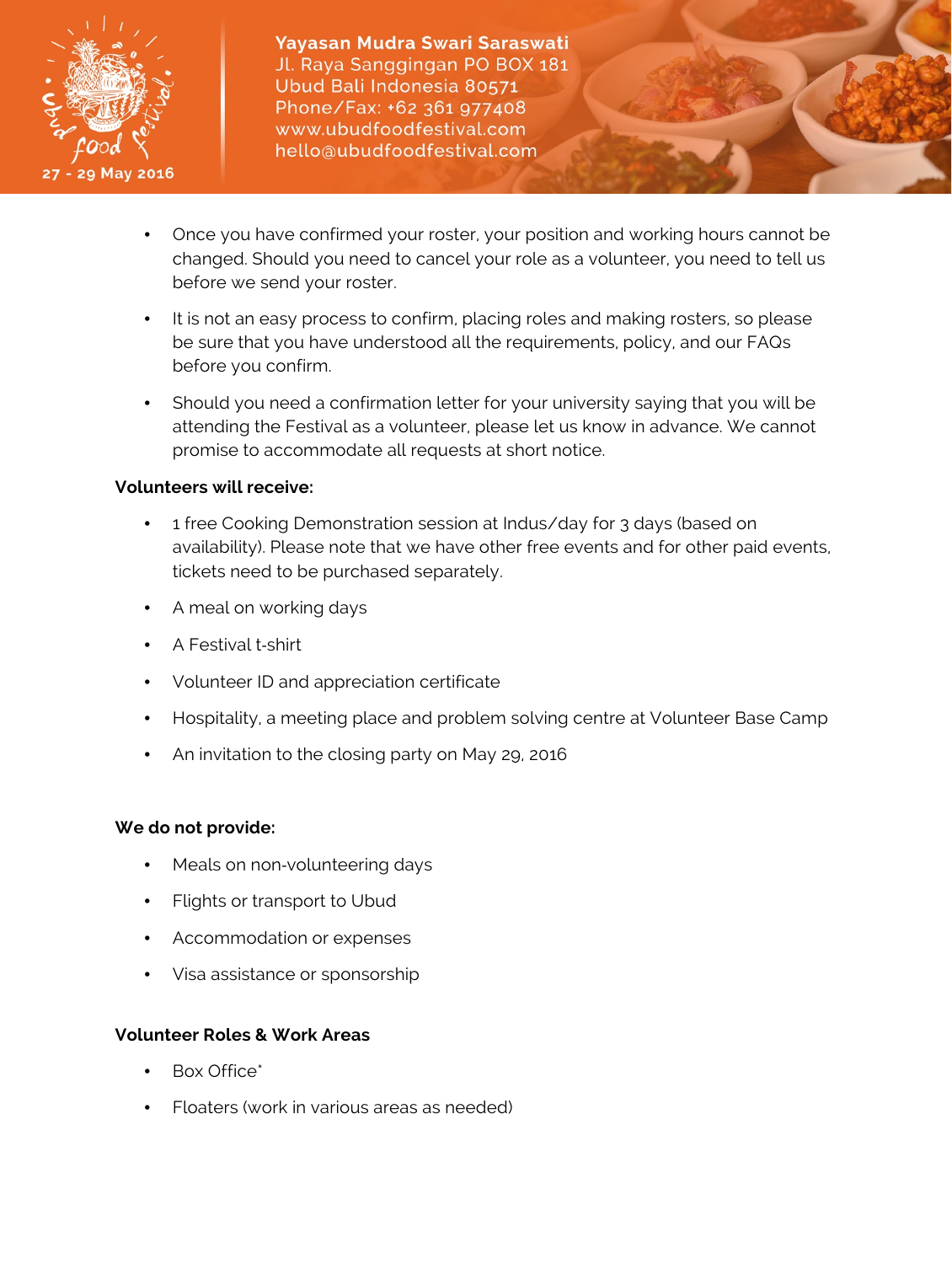- Once you have confirmed your roster, your position and working hours cannot be changed. Should you need to cancel your role as a volunteer, you need to tell us before we send your roster.
- It is not an easy process to confirm, placing roles and making rosters, so please be sure that you have understood all the requirements, policy, and our FAQs before you confirm.
- Should you need a confirmation letter for your university saying that you will be attending the Festival as a volunteer, please let us know in advance. We cannot promise to accommodate all requests at short notice.

**Volunteers will receive:**

- 1 free Cooking Demonstration session at Indus/day for 3 days (based on availability). Please note that we have other free events and for other paid events, tickets need to be purchased separately.
- A meal on working days
- A Festival t-shirt
- Volunteer ID and appreciation certificate
- Hospitality, a meeting place and problem solving centre at Volunteer Base Camp
- An invitation to the closing party on May 29, 2016

**We do not provide:**

- Meals on non-volunteering days
- Flights or transport to Ubud
- Accommodation or expenses
- Visa assistance or sponsorship

**Volunteer Roles & Work Areas**

- Box Office*
- Floaters (work in various areas as needed)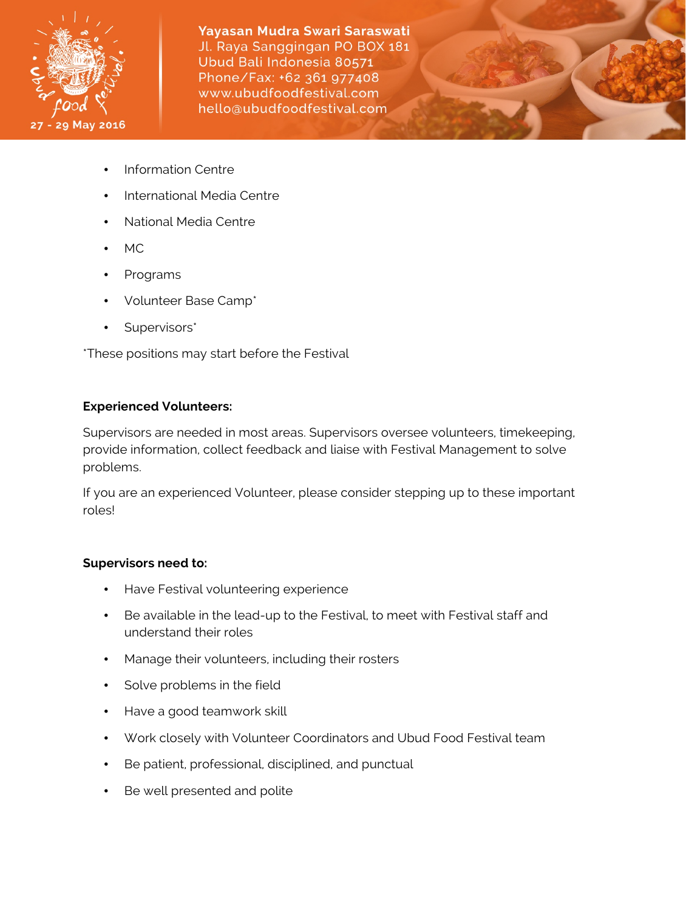- Information Centre
- International Media Centre
- National Media Centre
- MC
- Programs
- Volunteer Base Camp*
- Supervisors*

*These positions may start before the Festival

**Experienced Volunteers:**

Supervisors are needed in most areas. Supervisors oversee volunteers, timekeeping, provide information, collect feedback and liaise with Festival Management to solve problems.

If you are an experienced Volunteer, please consider stepping up to these important roles!

**Supervisors need to:**

- Have Festival volunteering experience
- Be available in the lead-up to the Festival, to meet with Festival staff and understand their roles
- Manage their volunteers, including their rosters
- Solve problems in the field
- Have a good teamwork skill
- Work closely with Volunteer Coordinators and Ubud Food Festival team
- Be patient, professional, disciplined, and punctual
- Be well presented and polite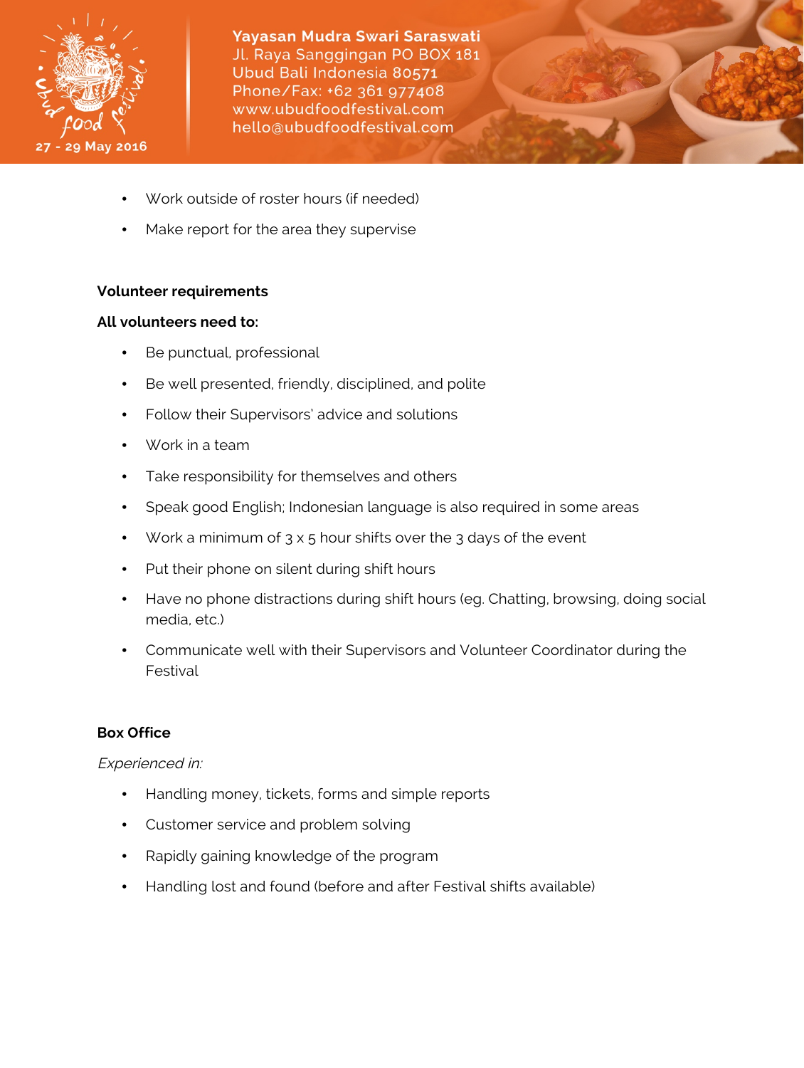- Work outside of roster hours (if needed)
- Make report for the area they supervise

**Volunteer requirements**

**All volunteers need to:**

- Be punctual, professional
- Be well presented, friendly, disciplined, and polite
- Follow their Supervisors' advice and solutions
- Work in a team
- Take responsibility for themselves and others
- Speak good English; Indonesian language is also required in some areas
- Work a minimum of 3 x 5 hour shifts over the 3 days of the event
- Put their phone on silent during shift hours
- Have no phone distractions during shift hours (eg. Chatting, browsing, doing social media, etc.)
- Communicate well with their Supervisors and Volunteer Coordinator during the Festival

**Box Office**

*Experienced in:*

- Handling money, tickets, forms and simple reports
- Customer service and problem solving
- Rapidly gaining knowledge of the program
- Handling lost and found (before and after Festival shifts available)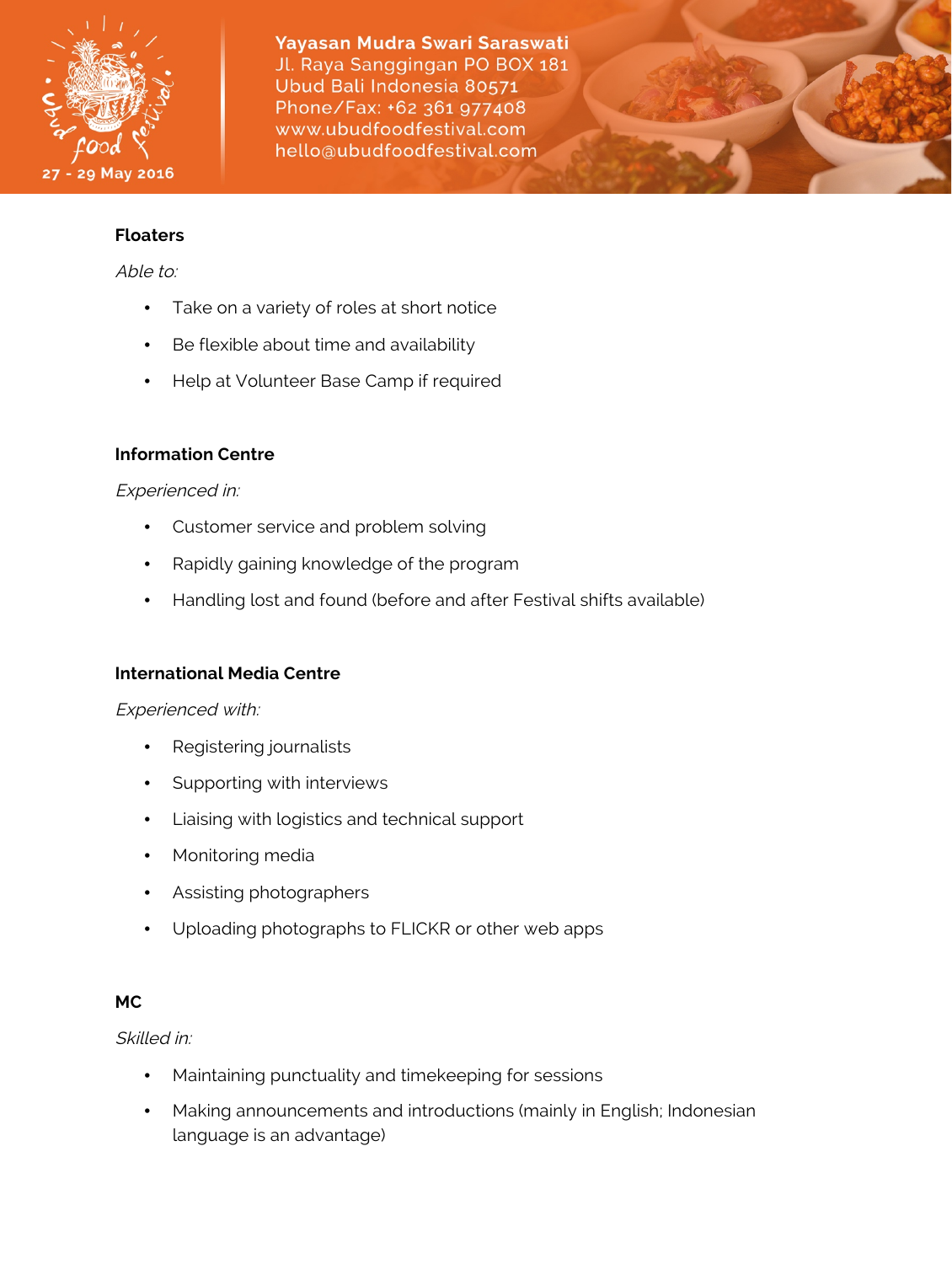**Floaters**

*Able to:*

- Take on a variety of roles at short notice
- Be flexible about time and availability
- Help at Volunteer Base Camp if required

**Information Centre**

*Experienced in:*

- Customer service and problem solving
- Rapidly gaining knowledge of the program
- Handling lost and found (before and after Festival shifts available)

**International Media Centre**

*Experienced with:*

- Registering journalists
- Supporting with interviews
- Liaising with logistics and technical support
- Monitoring media
- Assisting photographers
- Uploading photographs to FLICKR or other web apps

**MC**

*Skilled in:*

- Maintaining punctuality and timekeeping for sessions
- Making announcements and introductions (mainly in English; Indonesian language is an advantage)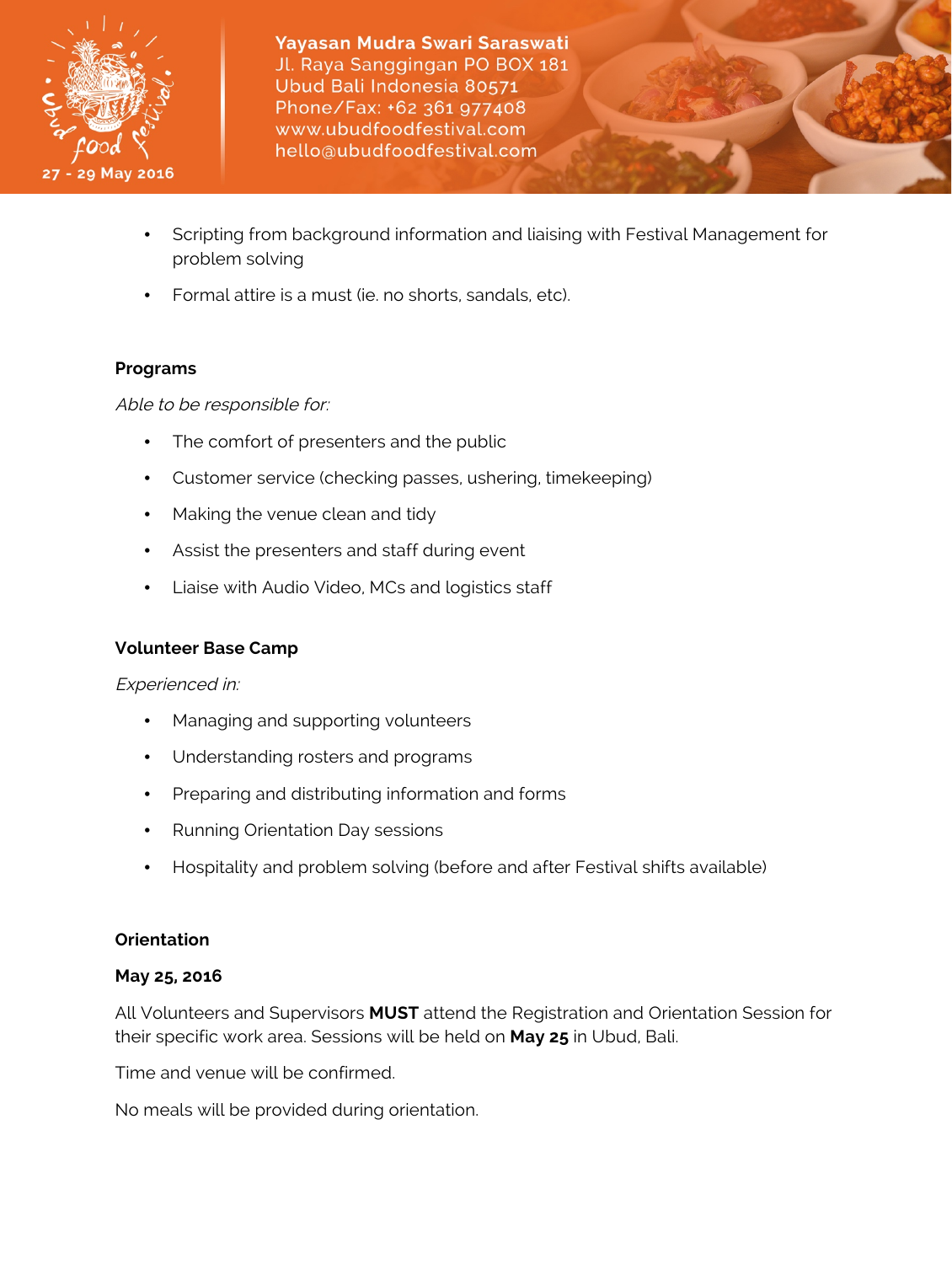- Scripting from background information and liaising with Festival Management for problem solving
- Formal attire is a must (ie. no shorts, sandals, etc).

**Programs**

*Able to be responsible for:*

- The comfort of presenters and the public
- Customer service (checking passes, ushering, timekeeping)
- Making the venue clean and tidy
- Assist the presenters and staff during event
- Liaise with Audio Video, MCs and logistics staff

**Volunteer Base Camp**

*Experienced in:*

- Managing and supporting volunteers
- Understanding rosters and programs
- Preparing and distributing information and forms
- Running Orientation Day sessions
- Hospitality and problem solving (before and after Festival shifts available)

**Orientation**

**May 25, 2016**

All Volunteers and Supervisors **MUST** attend the Registration and Orientation Session for their specific work area. Sessions will be held on **May 25** in Ubud, Bali.

Time and venue will be confirmed.

No meals will be provided during orientation.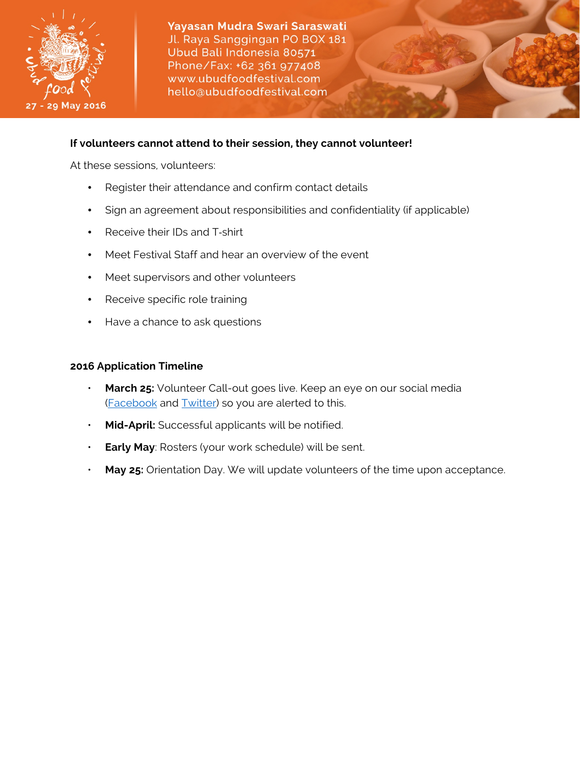**If volunteers cannot attend to their session, they cannot volunteer!**

At these sessions, volunteers:

- Register their attendance and confirm contact details
- Sign an agreement about responsibilities and confidentiality (if applicable)
- Receive their IDs and T-shirt
- Meet Festival Staff and hear an overview of the event
- Meet supervisors and other volunteers
- Receive specific role training
- Have a chance to ask questions

**2016 Application Timeline**

- **March 25:** Volunteer Call-out goes live. Keep an eye on our social media (Facebook and Twitter) so you are alerted to this.
- **Mid-April:** Successful applicants will be notified.
- **Early May**: Rosters (your work schedule) will be sent.
- **May 25:** Orientation Day. We will update volunteers of the time upon acceptance.